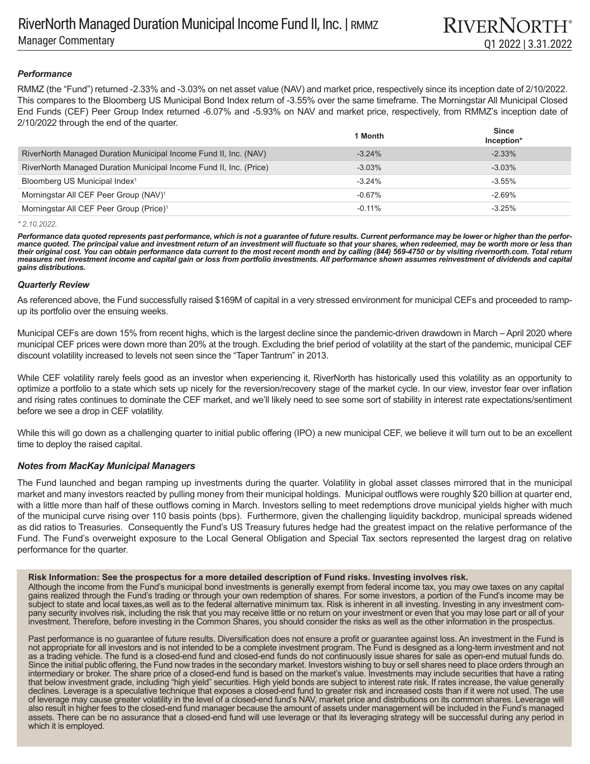# RiverNorth Managed Duration Municipal Income Fund II, Inc. | RMMZ

Manager Commentary

Q1 2022 | 3.31.2022

### *Performance*

RMMZ (the "Fund") returned -2.33% and -3.03% on net asset value (NAV) and market price, respectively since its inception date of 2/10/2022. This compares to the Bloomberg US Municipal Bond Index return of -3.55% over the same timeframe. The Morningstar All Municipal Closed End Funds (CEF) Peer Group Index returned -6.07% and -5.93% on NAV and market price, respectively, from RMMZ's inception date of 2/10/2022 through the end of the quarter.

| | 1 Month | Since Inception* |
|---|---|---|
| RiverNorth Managed Duration Municipal Income Fund II, Inc. (NAV) | -3.24% | -2.33% |
| RiverNorth Managed Duration Municipal Income Fund II, Inc. (Price) | -3.03% | -3.03% |
| Bloomberg US Municipal Index[1] | -3.24% | -3.55% |
| Morningstar All CEF Peer Group (NAV)[1] | -0.67% | -2.69% |
| Morningstar All CEF Peer Group (Price)[1] | -0.11% | -3.25% |

*\* 2.10.2022.*

***Performance data quoted represents past performance, which is not a guarantee of future results. Current performance may be lower or higher than the performance quoted. The principal value and investment return of an investment will fluctuate so that your shares, when redeemed, may be worth more or less than their original cost. You can obtain performance data current to the most recent month end by calling (844) 569-4750 or by visiting rivernorth.com. Total return measures net investment income and capital gain or loss from portfolio investments. All performance shown assumes reinvestment of dividends and capital gains distributions.***

### *Quarterly Review*

As referenced above, the Fund successfully raised $169M of capital in a very stressed environment for municipal CEFs and proceeded to ramp-up its portfolio over the ensuing weeks.

Municipal CEFs are down 15% from recent highs, which is the largest decline since the pandemic-driven drawdown in March – April 2020 where municipal CEF prices were down more than 20% at the trough. Excluding the brief period of volatility at the start of the pandemic, municipal CEF discount volatility increased to levels not seen since the "Taper Tantrum" in 2013.

While CEF volatility rarely feels good as an investor when experiencing it, RiverNorth has historically used this volatility as an opportunity to optimize a portfolio to a state which sets up nicely for the reversion/recovery stage of the market cycle. In our view, investor fear over inflation and rising rates continues to dominate the CEF market, and we'll likely need to see some sort of stability in interest rate expectations/sentiment before we see a drop in CEF volatility.

While this will go down as a challenging quarter to initial public offering (IPO) a new municipal CEF, we believe it will turn out to be an excellent time to deploy the raised capital.

### *Notes from MacKay Municipal Managers*

The Fund launched and began ramping up investments during the quarter. Volatility in global asset classes mirrored that in the municipal market and many investors reacted by pulling money from their municipal holdings. Municipal outflows were roughly $20 billion at quarter end, with a little more than half of these outflows coming in March. Investors selling to meet redemptions drove municipal yields higher with much of the municipal curve rising over 110 basis points (bps). Furthermore, given the challenging liquidity backdrop, municipal spreads widened as did ratios to Treasuries. Consequently the Fund's US Treasury futures hedge had the greatest impact on the relative performance of the Fund. The Fund's overweight exposure to the Local General Obligation and Special Tax sectors represented the largest drag on relative performance for the quarter.

**Risk Information: See the prospectus for a more detailed description of Fund risks. Investing involves risk.**
Although the income from the Fund's municipal bond investments is generally exempt from federal income tax, you may owe taxes on any capital gains realized through the Fund's trading or through your own redemption of shares. For some investors, a portion of the Fund's income may be subject to state and local taxes,as well as to the federal alternative minimum tax. Risk is inherent in all investing. Investing in any investment company security involves risk, including the risk that you may receive little or no return on your investment or even that you may lose part or all of your investment. Therefore, before investing in the Common Shares, you should consider the risks as well as the other information in the prospectus.

Past performance is no guarantee of future results. Diversification does not ensure a profit or guarantee against loss. An investment in the Fund is not appropriate for all investors and is not intended to be a complete investment program. The Fund is designed as a long-term investment and not as a trading vehicle. The fund is a closed-end fund and closed-end funds do not continuously issue shares for sale as open-end mutual funds do. Since the initial public offering, the Fund now trades in the secondary market. Investors wishing to buy or sell shares need to place orders through an intermediary or broker. The share price of a closed-end fund is based on the market's value. Investments may include securities that have a rating that below investment grade, including "high yield" securities. High yield bonds are subject to interest rate risk. If rates increase, the value generally declines. Leverage is a speculative technique that exposes a closed-end fund to greater risk and increased costs than if it were not used. The use of leverage may cause greater volatility in the level of a closed-end fund's NAV, market price and distributions on its common shares. Leverage will also result in higher fees to the closed-end fund manager because the amount of assets under management will be included in the Fund's managed assets. There can be no assurance that a closed-end fund will use leverage or that its leveraging strategy will be successful during any period in which it is employed.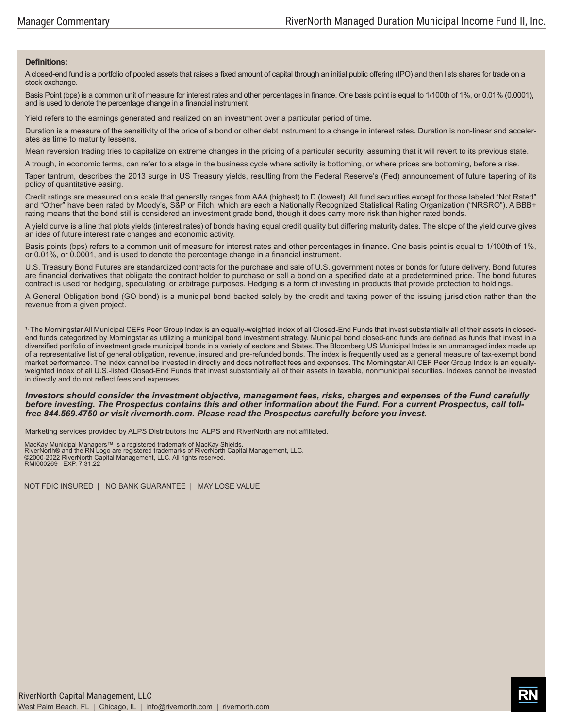**Definitions:**

A closed-end fund is a portfolio of pooled assets that raises a fixed amount of capital through an initial public offering (IPO) and then lists shares for trade on a stock exchange.

Basis Point (bps) is a common unit of measure for interest rates and other percentages in finance. One basis point is equal to 1/100th of 1%, or 0.01% (0.0001), and is used to denote the percentage change in a financial instrument

Yield refers to the earnings generated and realized on an investment over a particular period of time.

Duration is a measure of the sensitivity of the price of a bond or other debt instrument to a change in interest rates. Duration is non-linear and accelerates as time to maturity lessens.

Mean reversion trading tries to capitalize on extreme changes in the pricing of a particular security, assuming that it will revert to its previous state.

A trough, in economic terms, can refer to a stage in the business cycle where activity is bottoming, or where prices are bottoming, before a rise.

Taper tantrum, describes the 2013 surge in US Treasury yields, resulting from the Federal Reserve's (Fed) announcement of future tapering of its policy of quantitative easing.

Credit ratings are measured on a scale that generally ranges from AAA (highest) to D (lowest). All fund securities except for those labeled "Not Rated" and "Other" have been rated by Moody's, S&P or Fitch, which are each a Nationally Recognized Statistical Rating Organization ("NRSRO"). A BBB+ rating means that the bond still is considered an investment grade bond, though it does carry more risk than higher rated bonds.

A yield curve is a line that plots yields (interest rates) of bonds having equal credit quality but differing maturity dates. The slope of the yield curve gives an idea of future interest rate changes and economic activity.

Basis points (bps) refers to a common unit of measure for interest rates and other percentages in finance. One basis point is equal to 1/100th of 1%, or 0.01%, or 0.0001, and is used to denote the percentage change in a financial instrument.

U.S. Treasury Bond Futures are standardized contracts for the purchase and sale of U.S. government notes or bonds for future delivery. Bond futures are financial derivatives that obligate the contract holder to purchase or sell a bond on a specified date at a predetermined price. The bond futures contract is used for hedging, speculating, or arbitrage purposes. Hedging is a form of investing in products that provide protection to holdings.

A General Obligation bond (GO bond) is a municipal bond backed solely by the credit and taxing power of the issuing jurisdiction rather than the revenue from a given project.

[1] The Morningstar All Municipal CEFs Peer Group Index is an equally-weighted index of all Closed-End Funds that invest substantially all of their assets in closed-end funds categorized by Morningstar as utilizing a municipal bond investment strategy. Municipal bond closed-end funds are defined as funds that invest in a diversified portfolio of investment grade municipal bonds in a variety of sectors and States. The Bloomberg US Municipal Index is an unmanaged index made up of a representative list of general obligation, revenue, insured and pre-refunded bonds. The index is frequently used as a general measure of tax-exempt bond market performance. The index cannot be invested in directly and does not reflect fees and expenses. The Morningstar All CEF Peer Group Index is an equally-weighted index of all U.S.-listed Closed-End Funds that invest substantially all of their assets in taxable, nonmunicipal securities. Indexes cannot be invested in directly and do not reflect fees and expenses.

***Investors should consider the investment objective, management fees, risks, charges and expenses of the Fund carefully before investing. The Prospectus contains this and other information about the Fund. For a current Prospectus, call toll-free 844.569.4750 or visit rivernorth.com. Please read the Prospectus carefully before you invest.***

Marketing services provided by ALPS Distributors Inc. ALPS and RiverNorth are not affiliated.

MacKay Municipal Managers™ is a registered trademark of MacKay Shields.
RiverNorth® and the RN Logo are registered trademarks of RiverNorth Capital Management, LLC.
©2000-2022 RiverNorth Capital Management, LLC. All rights reserved.
RMI000269 EXP. 7.31.22

NOT FDIC INSURED | NO BANK GUARANTEE | MAY LOSE VALUE

RiverNorth Capital Management, LLC
West Palm Beach, FL | Chicago, IL | info@rivernorth.com | rivernorth.com